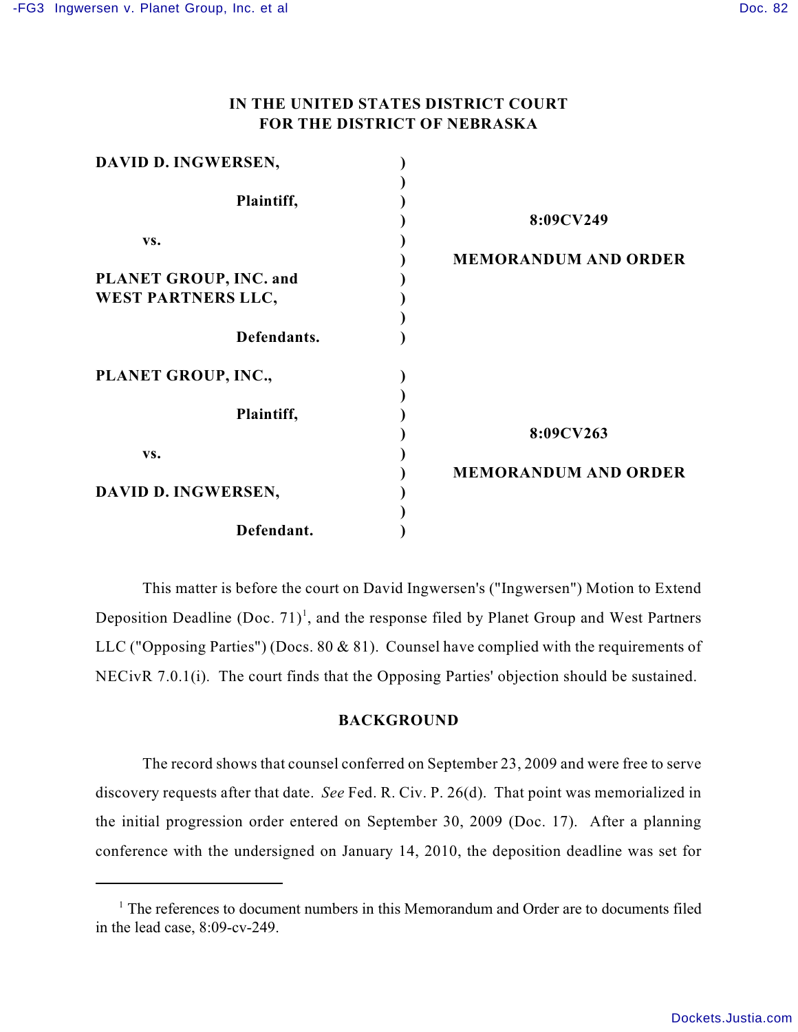# IN THE UNITED STATES DISTRICT COURT FOR THE DISTRICT OF NEBRASKA

| | | |
|---|---|---|
| **DAVID D. INGWERSEN,** Plaintiff, vs. **PLANET GROUP, INC. and WEST PARTNERS LLC,** Defendants. | ) | **8:09CV249** **MEMORANDUM AND ORDER** |
| **PLANET GROUP, INC.,** Plaintiff, vs. **DAVID D. INGWERSEN,** Defendant. | ) | **8:09CV263** **MEMORANDUM AND ORDER** |

This matter is before the court on David Ingwersen's ("Ingwersen") Motion to Extend Deposition Deadline (Doc. 71)[1], and the response filed by Planet Group and West Partners LLC ("Opposing Parties") (Docs. 80 & 81). Counsel have complied with the requirements of NECivR 7.0.1(i). The court finds that the Opposing Parties' objection should be sustained.

## BACKGROUND

The record shows that counsel conferred on September 23, 2009 and were free to serve discovery requests after that date. *See* Fed. R. Civ. P. 26(d). That point was memorialized in the initial progression order entered on September 30, 2009 (Doc. 17). After a planning conference with the undersigned on January 14, 2010, the deposition deadline was set for

---

[1] The references to document numbers in this Memorandum and Order are to documents filed in the lead case, 8:09-cv-249.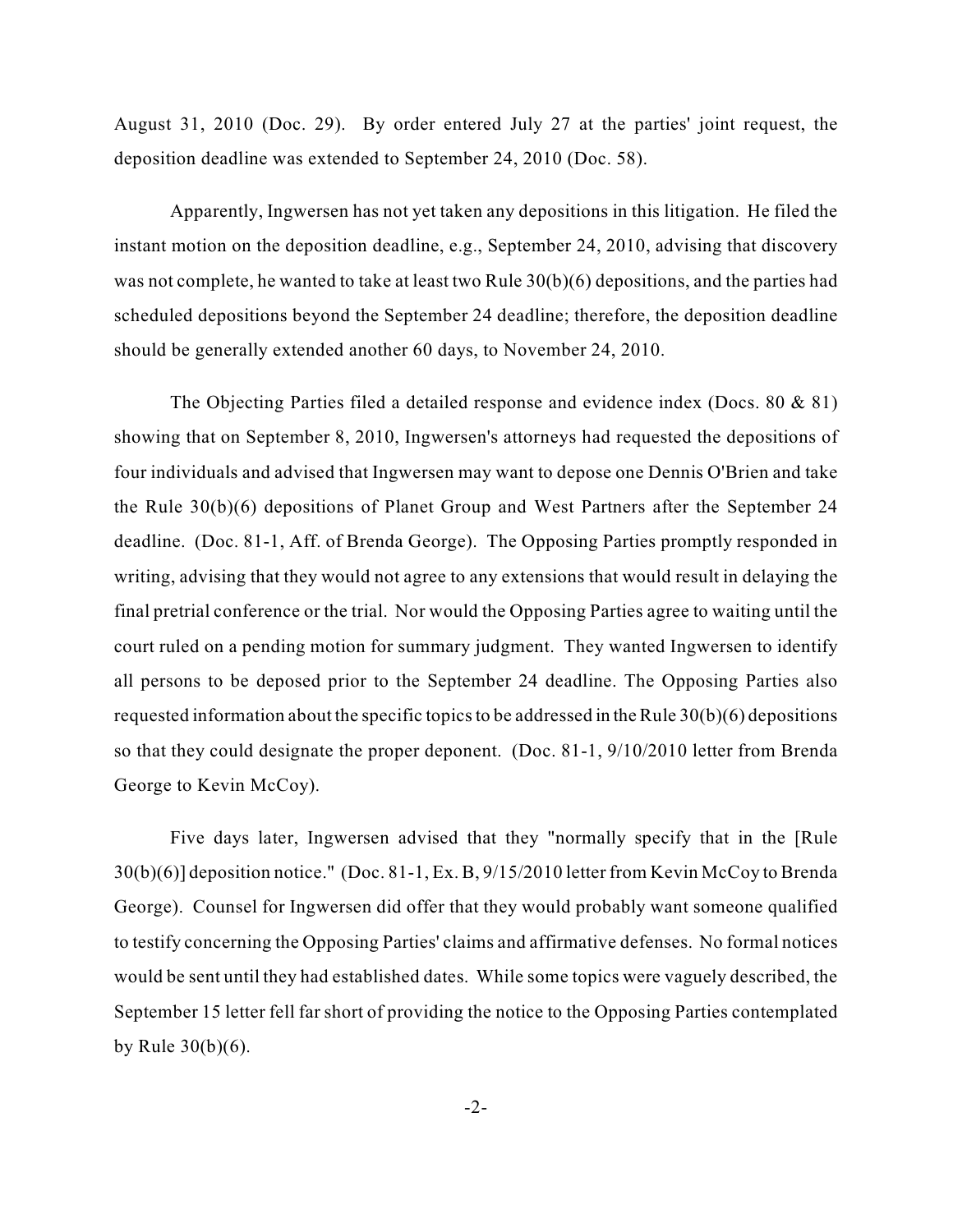August 31, 2010 (Doc. 29). By order entered July 27 at the parties' joint request, the deposition deadline was extended to September 24, 2010 (Doc. 58).

Apparently, Ingwersen has not yet taken any depositions in this litigation. He filed the instant motion on the deposition deadline, e.g., September 24, 2010, advising that discovery was not complete, he wanted to take at least two Rule 30(b)(6) depositions, and the parties had scheduled depositions beyond the September 24 deadline; therefore, the deposition deadline should be generally extended another 60 days, to November 24, 2010.

The Objecting Parties filed a detailed response and evidence index (Docs. 80 & 81) showing that on September 8, 2010, Ingwersen's attorneys had requested the depositions of four individuals and advised that Ingwersen may want to depose one Dennis O'Brien and take the Rule 30(b)(6) depositions of Planet Group and West Partners after the September 24 deadline. (Doc. 81-1, Aff. of Brenda George). The Opposing Parties promptly responded in writing, advising that they would not agree to any extensions that would result in delaying the final pretrial conference or the trial. Nor would the Opposing Parties agree to waiting until the court ruled on a pending motion for summary judgment. They wanted Ingwersen to identify all persons to be deposed prior to the September 24 deadline. The Opposing Parties also requested information about the specific topics to be addressed in the Rule 30(b)(6) depositions so that they could designate the proper deponent. (Doc. 81-1, 9/10/2010 letter from Brenda George to Kevin McCoy).

Five days later, Ingwersen advised that they "normally specify that in the [Rule 30(b)(6)] deposition notice." (Doc. 81-1, Ex. B, 9/15/2010 letter from Kevin McCoy to Brenda George). Counsel for Ingwersen did offer that they would probably want someone qualified to testify concerning the Opposing Parties' claims and affirmative defenses. No formal notices would be sent until they had established dates. While some topics were vaguely described, the September 15 letter fell far short of providing the notice to the Opposing Parties contemplated by Rule 30(b)(6).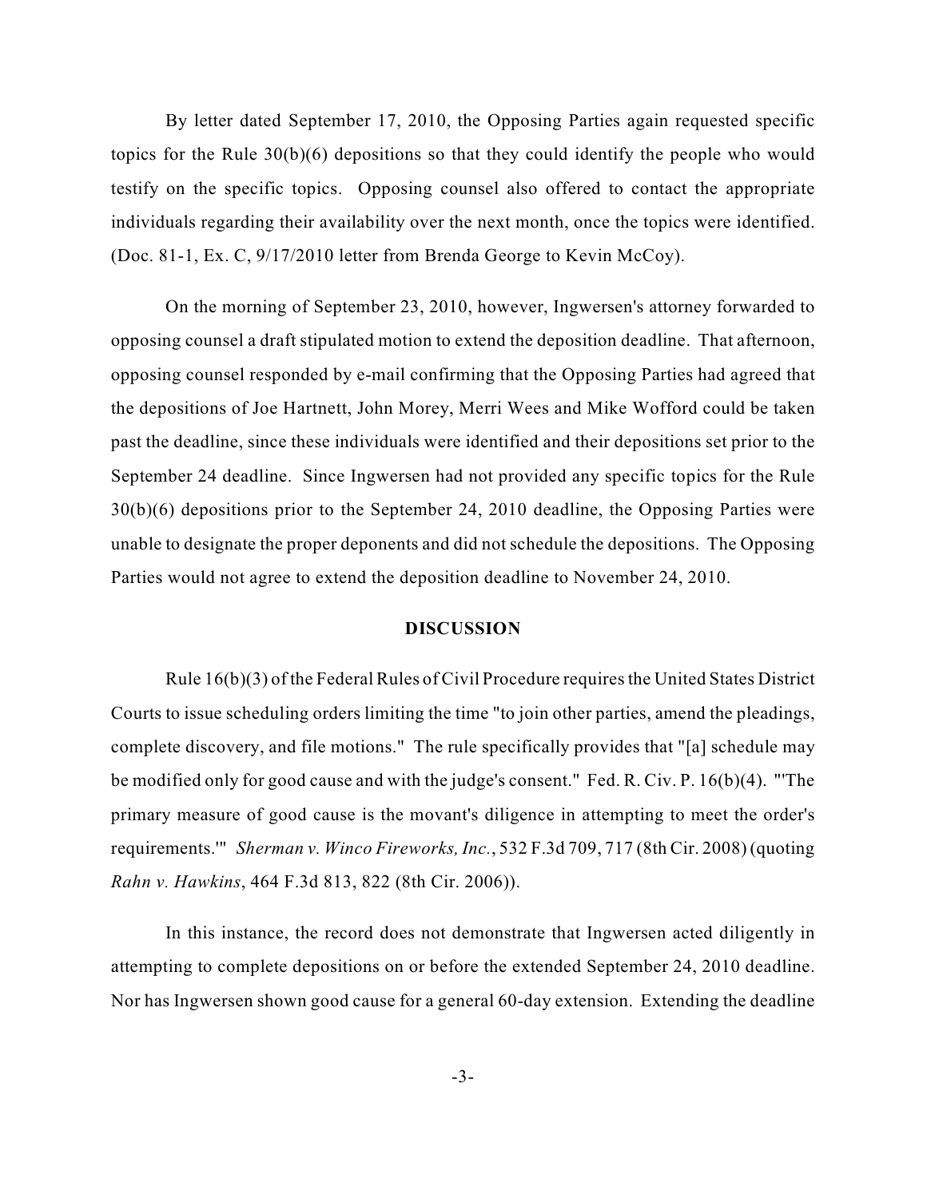By letter dated September 17, 2010, the Opposing Parties again requested specific topics for the Rule 30(b)(6) depositions so that they could identify the people who would testify on the specific topics. Opposing counsel also offered to contact the appropriate individuals regarding their availability over the next month, once the topics were identified. (Doc. 81-1, Ex. C, 9/17/2010 letter from Brenda George to Kevin McCoy).

On the morning of September 23, 2010, however, Ingwersen's attorney forwarded to opposing counsel a draft stipulated motion to extend the deposition deadline. That afternoon, opposing counsel responded by e-mail confirming that the Opposing Parties had agreed that the depositions of Joe Hartnett, John Morey, Merri Wees and Mike Wofford could be taken past the deadline, since these individuals were identified and their depositions set prior to the September 24 deadline. Since Ingwersen had not provided any specific topics for the Rule 30(b)(6) depositions prior to the September 24, 2010 deadline, the Opposing Parties were unable to designate the proper deponents and did not schedule the depositions. The Opposing Parties would not agree to extend the deposition deadline to November 24, 2010.

## DISCUSSION

Rule 16(b)(3) of the Federal Rules of Civil Procedure requires the United States District Courts to issue scheduling orders limiting the time "to join other parties, amend the pleadings, complete discovery, and file motions." The rule specifically provides that "[a] schedule may be modified only for good cause and with the judge's consent." Fed. R. Civ. P. 16(b)(4). "'The primary measure of good cause is the movant's diligence in attempting to meet the order's requirements.'" *Sherman v. Winco Fireworks, Inc.*, 532 F.3d 709, 717 (8th Cir. 2008) (quoting *Rahn v. Hawkins*, 464 F.3d 813, 822 (8th Cir. 2006)).

In this instance, the record does not demonstrate that Ingwersen acted diligently in attempting to complete depositions on or before the extended September 24, 2010 deadline. Nor has Ingwersen shown good cause for a general 60-day extension. Extending the deadline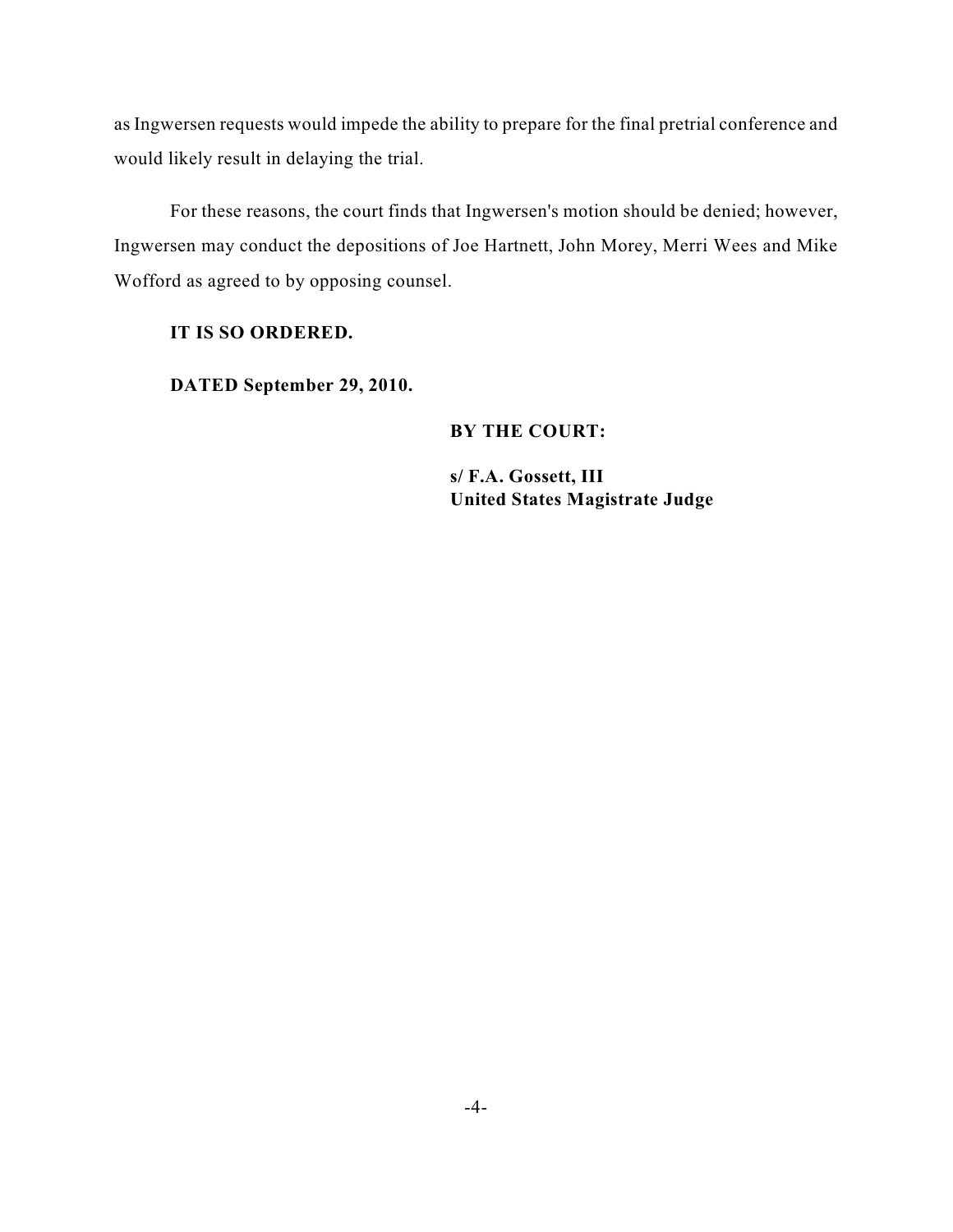as Ingwersen requests would impede the ability to prepare for the final pretrial conference and would likely result in delaying the trial.

For these reasons, the court finds that Ingwersen's motion should be denied; however, Ingwersen may conduct the depositions of Joe Hartnett, John Morey, Merri Wees and Mike Wofford as agreed to by opposing counsel.

**IT IS SO ORDERED.**

**DATED September 29, 2010.**

**BY THE COURT:**

**s/ F.A. Gossett, III**
**United States Magistrate Judge**